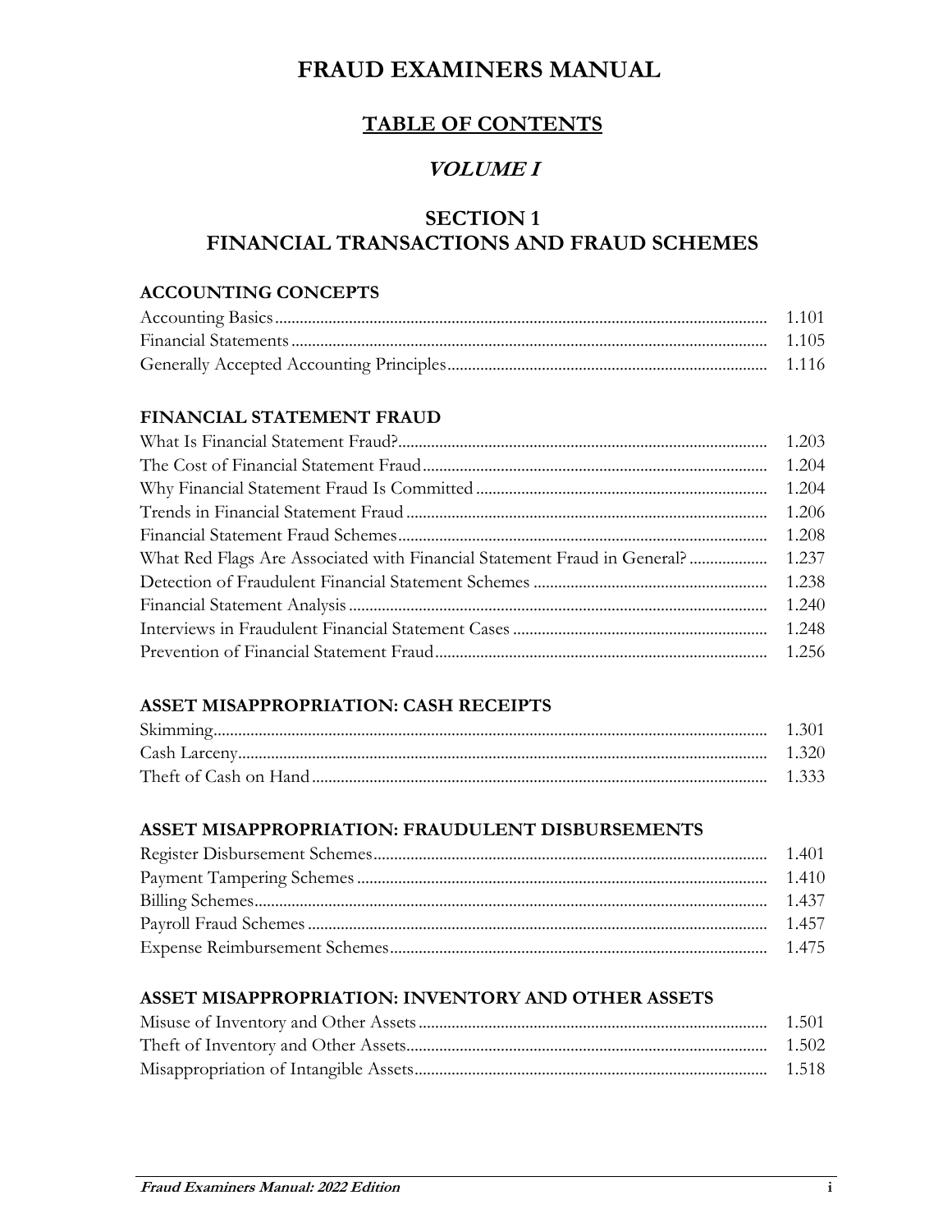# FRAUD EXAMINERS MANUAL

## TABLE OF CONTENTS

## *VOLUME I*

## SECTION 1
## FINANCIAL TRANSACTIONS AND FRAUD SCHEMES

### ACCOUNTING CONCEPTS

| | |
|---|---|
| Accounting Basics | 1.101 |
| Financial Statements | 1.105 |
| Generally Accepted Accounting Principles | 1.116 |

### FINANCIAL STATEMENT FRAUD

| | |
|---|---|
| What Is Financial Statement Fraud? | 1.203 |
| The Cost of Financial Statement Fraud | 1.204 |
| Why Financial Statement Fraud Is Committed | 1.204 |
| Trends in Financial Statement Fraud | 1.206 |
| Financial Statement Fraud Schemes | 1.208 |
| What Red Flags Are Associated with Financial Statement Fraud in General? | 1.237 |
| Detection of Fraudulent Financial Statement Schemes | 1.238 |
| Financial Statement Analysis | 1.240 |
| Interviews in Fraudulent Financial Statement Cases | 1.248 |
| Prevention of Financial Statement Fraud | 1.256 |

### ASSET MISAPPROPRIATION: CASH RECEIPTS

| | |
|---|---|
| Skimming | 1.301 |
| Cash Larceny | 1.320 |
| Theft of Cash on Hand | 1.333 |

### ASSET MISAPPROPRIATION: FRAUDULENT DISBURSEMENTS

| | |
|---|---|
| Register Disbursement Schemes | 1.401 |
| Payment Tampering Schemes | 1.410 |
| Billing Schemes | 1.437 |
| Payroll Fraud Schemes | 1.457 |
| Expense Reimbursement Schemes | 1.475 |

### ASSET MISAPPROPRIATION: INVENTORY AND OTHER ASSETS

| | |
|---|---|
| Misuse of Inventory and Other Assets | 1.501 |
| Theft of Inventory and Other Assets | 1.502 |
| Misappropriation of Intangible Assets | 1.518 |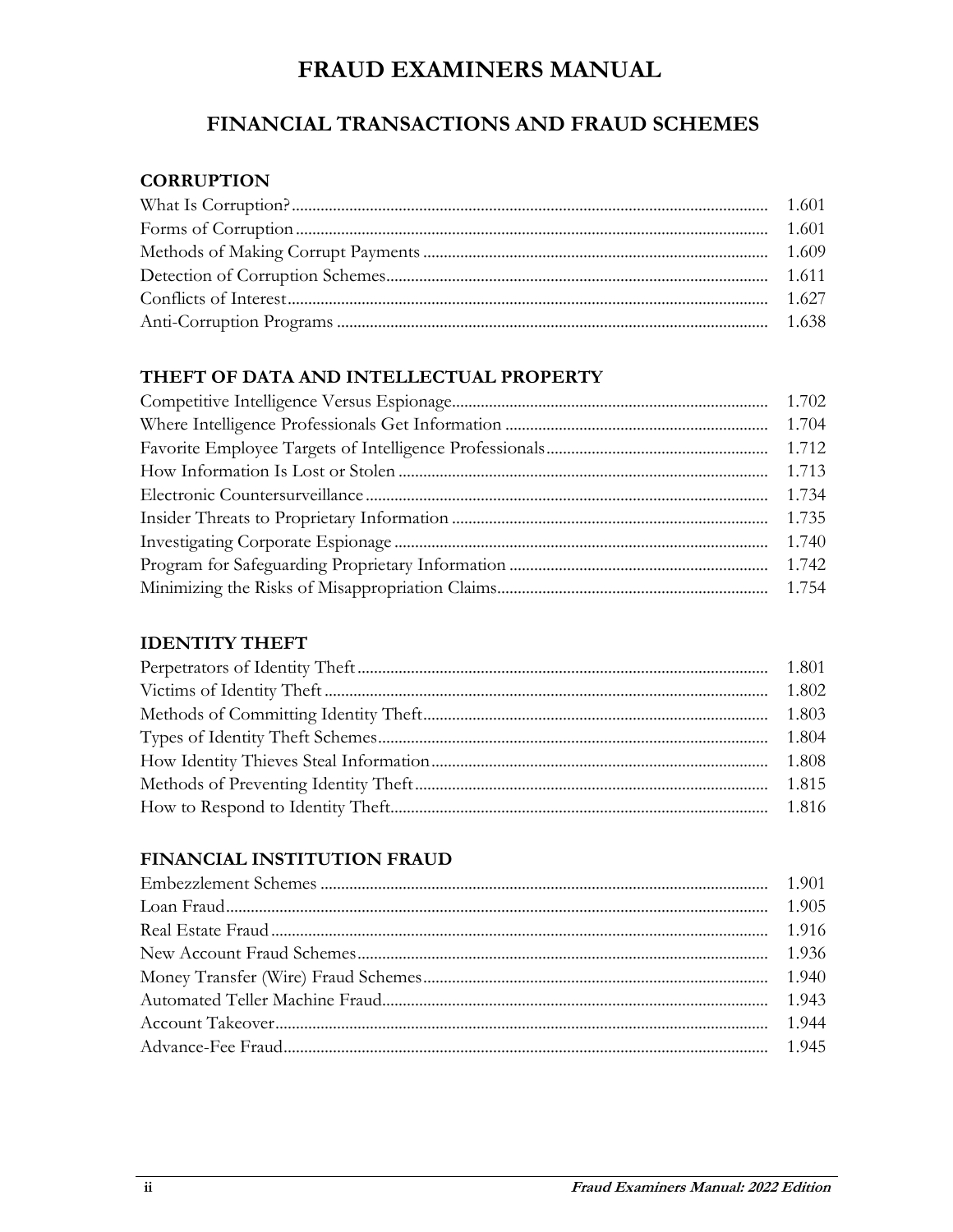# FRAUD EXAMINERS MANUAL

## FINANCIAL TRANSACTIONS AND FRAUD SCHEMES

### CORRUPTION

| | |
|---|---|
| What Is Corruption? | 1.601 |
| Forms of Corruption | 1.601 |
| Methods of Making Corrupt Payments | 1.609 |
| Detection of Corruption Schemes | 1.611 |
| Conflicts of Interest | 1.627 |
| Anti-Corruption Programs | 1.638 |

### THEFT OF DATA AND INTELLECTUAL PROPERTY

| | |
|---|---|
| Competitive Intelligence Versus Espionage | 1.702 |
| Where Intelligence Professionals Get Information | 1.704 |
| Favorite Employee Targets of Intelligence Professionals | 1.712 |
| How Information Is Lost or Stolen | 1.713 |
| Electronic Countersurveillance | 1.734 |
| Insider Threats to Proprietary Information | 1.735 |
| Investigating Corporate Espionage | 1.740 |
| Program for Safeguarding Proprietary Information | 1.742 |
| Minimizing the Risks of Misappropriation Claims | 1.754 |

### IDENTITY THEFT

| | |
|---|---|
| Perpetrators of Identity Theft | 1.801 |
| Victims of Identity Theft | 1.802 |
| Methods of Committing Identity Theft | 1.803 |
| Types of Identity Theft Schemes | 1.804 |
| How Identity Thieves Steal Information | 1.808 |
| Methods of Preventing Identity Theft | 1.815 |
| How to Respond to Identity Theft | 1.816 |

### FINANCIAL INSTITUTION FRAUD

| | |
|---|---|
| Embezzlement Schemes | 1.901 |
| Loan Fraud | 1.905 |
| Real Estate Fraud | 1.916 |
| New Account Fraud Schemes | 1.936 |
| Money Transfer (Wire) Fraud Schemes | 1.940 |
| Automated Teller Machine Fraud | 1.943 |
| Account Takeover | 1.944 |
| Advance-Fee Fraud | 1.945 |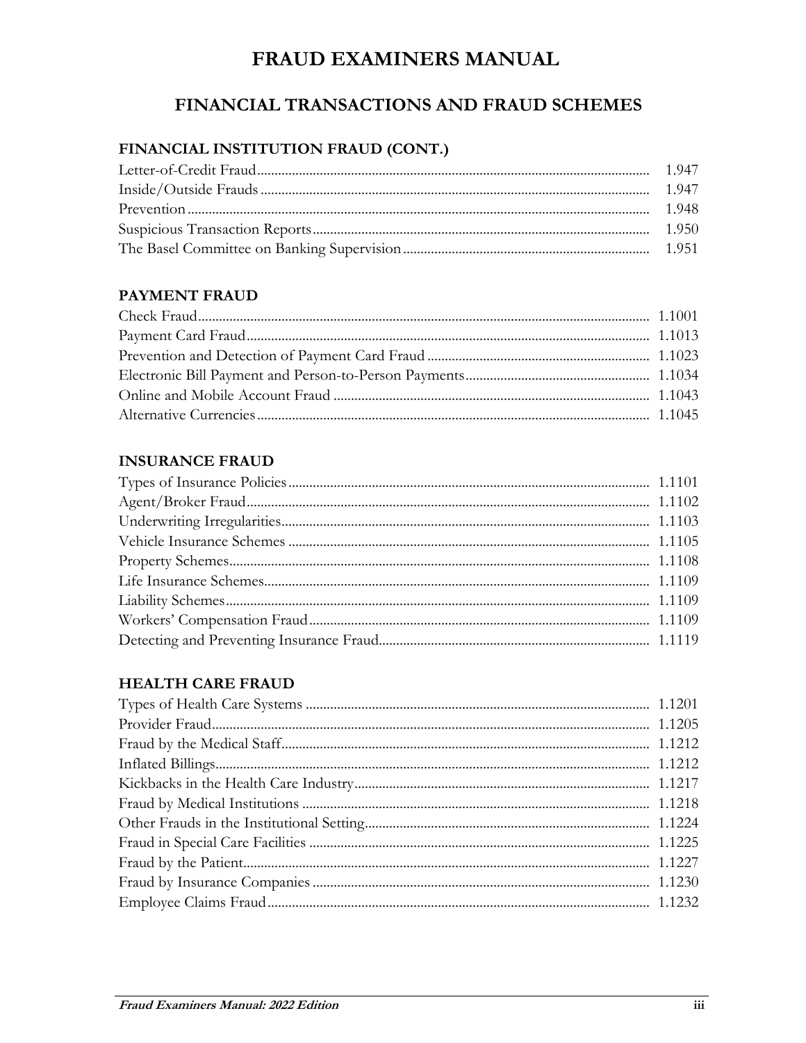# FRAUD EXAMINERS MANUAL

## FINANCIAL TRANSACTIONS AND FRAUD SCHEMES

### FINANCIAL INSTITUTION FRAUD (CONT.)

| | |
|---|---|
| Letter-of-Credit Fraud | 1.947 |
| Inside/Outside Frauds | 1.947 |
| Prevention | 1.948 |
| Suspicious Transaction Reports | 1.950 |
| The Basel Committee on Banking Supervision | 1.951 |

### PAYMENT FRAUD

| | |
|---|---|
| Check Fraud | 1.1001 |
| Payment Card Fraud | 1.1013 |
| Prevention and Detection of Payment Card Fraud | 1.1023 |
| Electronic Bill Payment and Person-to-Person Payments | 1.1034 |
| Online and Mobile Account Fraud | 1.1043 |
| Alternative Currencies | 1.1045 |

### INSURANCE FRAUD

| | |
|---|---|
| Types of Insurance Policies | 1.1101 |
| Agent/Broker Fraud | 1.1102 |
| Underwriting Irregularities | 1.1103 |
| Vehicle Insurance Schemes | 1.1105 |
| Property Schemes | 1.1108 |
| Life Insurance Schemes | 1.1109 |
| Liability Schemes | 1.1109 |
| Workers' Compensation Fraud | 1.1109 |
| Detecting and Preventing Insurance Fraud | 1.1119 |

### HEALTH CARE FRAUD

| | |
|---|---|
| Types of Health Care Systems | 1.1201 |
| Provider Fraud | 1.1205 |
| Fraud by the Medical Staff | 1.1212 |
| Inflated Billings | 1.1212 |
| Kickbacks in the Health Care Industry | 1.1217 |
| Fraud by Medical Institutions | 1.1218 |
| Other Frauds in the Institutional Setting | 1.1224 |
| Fraud in Special Care Facilities | 1.1225 |
| Fraud by the Patient | 1.1227 |
| Fraud by Insurance Companies | 1.1230 |
| Employee Claims Fraud | 1.1232 |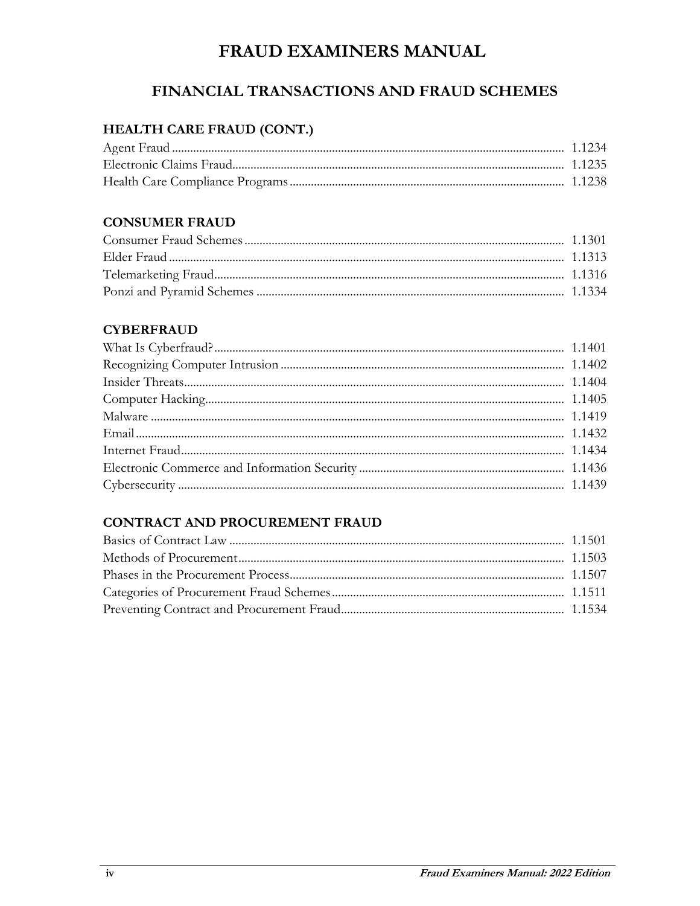# FRAUD EXAMINERS MANUAL

## FINANCIAL TRANSACTIONS AND FRAUD SCHEMES

### HEALTH CARE FRAUD (CONT.)

| | |
|---|---|
| Agent Fraud | 1.1234 |
| Electronic Claims Fraud | 1.1235 |
| Health Care Compliance Programs | 1.1238 |

### CONSUMER FRAUD

| | |
|---|---|
| Consumer Fraud Schemes | 1.1301 |
| Elder Fraud | 1.1313 |
| Telemarketing Fraud | 1.1316 |
| Ponzi and Pyramid Schemes | 1.1334 |

### CYBERFRAUD

| | |
|---|---|
| What Is Cyberfraud? | 1.1401 |
| Recognizing Computer Intrusion | 1.1402 |
| Insider Threats | 1.1404 |
| Computer Hacking | 1.1405 |
| Malware | 1.1419 |
| Email | 1.1432 |
| Internet Fraud | 1.1434 |
| Electronic Commerce and Information Security | 1.1436 |
| Cybersecurity | 1.1439 |

### CONTRACT AND PROCUREMENT FRAUD

| | |
|---|---|
| Basics of Contract Law | 1.1501 |
| Methods of Procurement | 1.1503 |
| Phases in the Procurement Process | 1.1507 |
| Categories of Procurement Fraud Schemes | 1.1511 |
| Preventing Contract and Procurement Fraud | 1.1534 |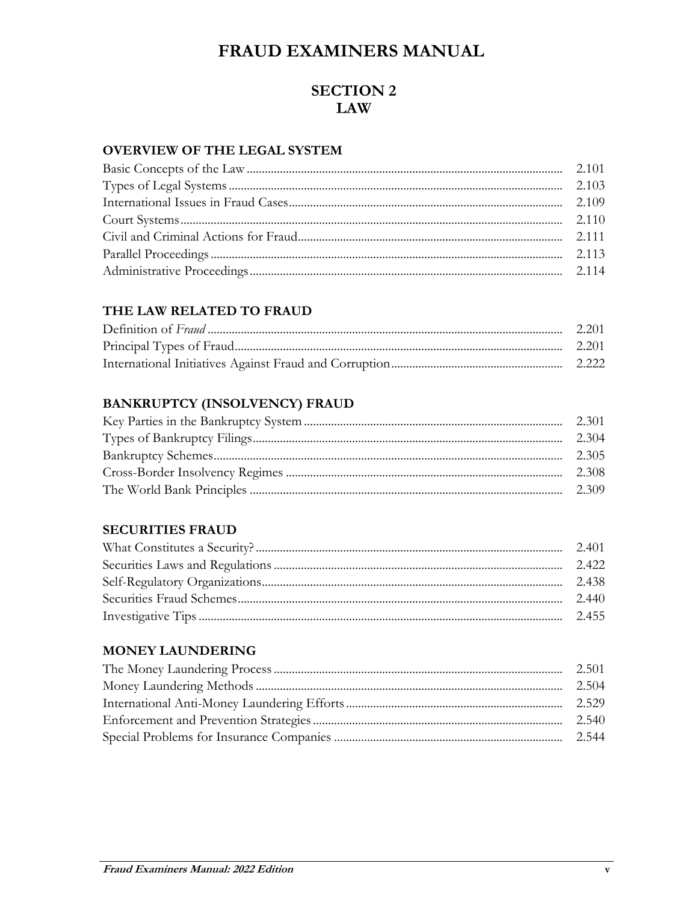# FRAUD EXAMINERS MANUAL

## SECTION 2
## LAW

### OVERVIEW OF THE LEGAL SYSTEM

| | |
|---|---|
| Basic Concepts of the Law | 2.101 |
| Types of Legal Systems | 2.103 |
| International Issues in Fraud Cases | 2.109 |
| Court Systems | 2.110 |
| Civil and Criminal Actions for Fraud | 2.111 |
| Parallel Proceedings | 2.113 |
| Administrative Proceedings | 2.114 |

### THE LAW RELATED TO FRAUD

| | |
|---|---|
| Definition of *Fraud* | 2.201 |
| Principal Types of Fraud | 2.201 |
| International Initiatives Against Fraud and Corruption | 2.222 |

### BANKRUPTCY (INSOLVENCY) FRAUD

| | |
|---|---|
| Key Parties in the Bankruptcy System | 2.301 |
| Types of Bankruptcy Filings | 2.304 |
| Bankruptcy Schemes | 2.305 |
| Cross-Border Insolvency Regimes | 2.308 |
| The World Bank Principles | 2.309 |

### SECURITIES FRAUD

| | |
|---|---|
| What Constitutes a Security? | 2.401 |
| Securities Laws and Regulations | 2.422 |
| Self-Regulatory Organizations | 2.438 |
| Securities Fraud Schemes | 2.440 |
| Investigative Tips | 2.455 |

### MONEY LAUNDERING

| | |
|---|---|
| The Money Laundering Process | 2.501 |
| Money Laundering Methods | 2.504 |
| International Anti-Money Laundering Efforts | 2.529 |
| Enforcement and Prevention Strategies | 2.540 |
| Special Problems for Insurance Companies | 2.544 |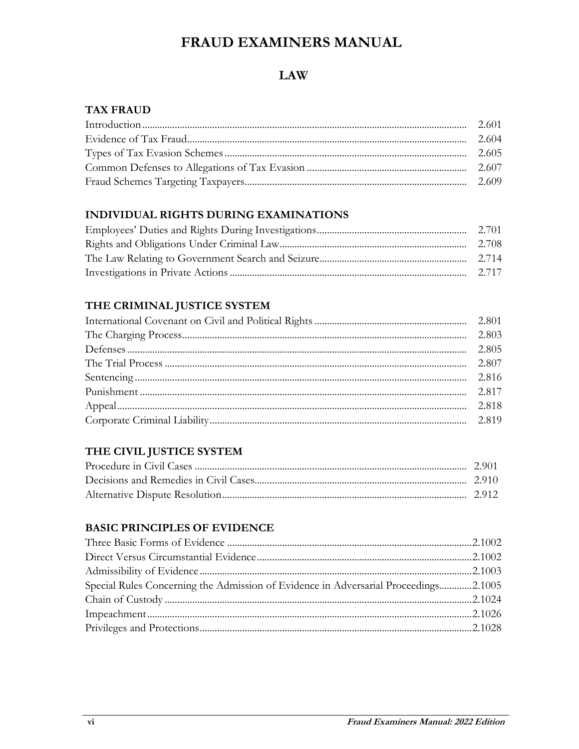# FRAUD EXAMINERS MANUAL

## LAW

### TAX FRAUD

| | |
|---|---|
| Introduction | 2.601 |
| Evidence of Tax Fraud | 2.604 |
| Types of Tax Evasion Schemes | 2.605 |
| Common Defenses to Allegations of Tax Evasion | 2.607 |
| Fraud Schemes Targeting Taxpayers | 2.609 |

### INDIVIDUAL RIGHTS DURING EXAMINATIONS

| | |
|---|---|
| Employees' Duties and Rights During Investigations | 2.701 |
| Rights and Obligations Under Criminal Law | 2.708 |
| The Law Relating to Government Search and Seizure | 2.714 |
| Investigations in Private Actions | 2.717 |

### THE CRIMINAL JUSTICE SYSTEM

| | |
|---|---|
| International Covenant on Civil and Political Rights | 2.801 |
| The Charging Process | 2.803 |
| Defenses | 2.805 |
| The Trial Process | 2.807 |
| Sentencing | 2.816 |
| Punishment | 2.817 |
| Appeal | 2.818 |
| Corporate Criminal Liability | 2.819 |

### THE CIVIL JUSTICE SYSTEM

| | |
|---|---|
| Procedure in Civil Cases | 2.901 |
| Decisions and Remedies in Civil Cases | 2.910 |
| Alternative Dispute Resolution | 2.912 |

### BASIC PRINCIPLES OF EVIDENCE

| | |
|---|---|
| Three Basic Forms of Evidence | 2.1002 |
| Direct Versus Circumstantial Evidence | 2.1002 |
| Admissibility of Evidence | 2.1003 |
| Special Rules Concerning the Admission of Evidence in Adversarial Proceedings | 2.1005 |
| Chain of Custody | 2.1024 |
| Impeachment | 2.1026 |
| Privileges and Protections | 2.1028 |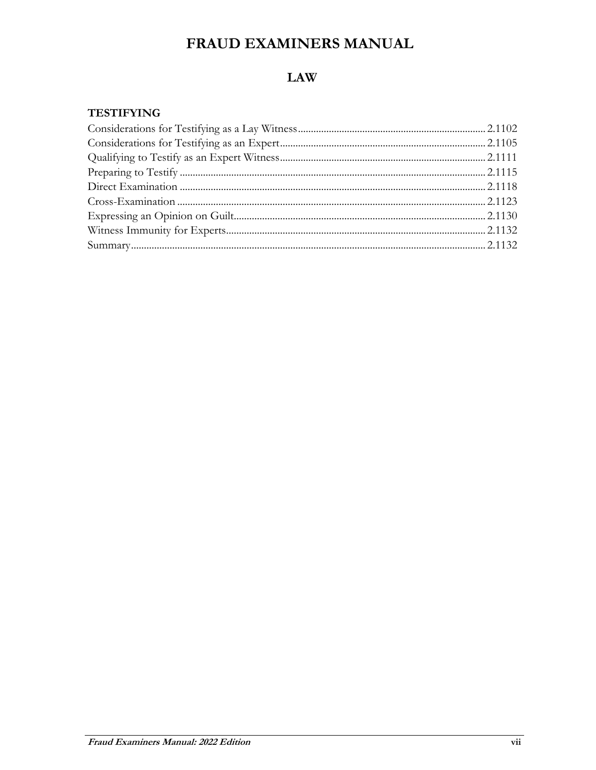# FRAUD EXAMINERS MANUAL

## LAW

### TESTIFYING

Considerations for Testifying as a Lay Witness ........ 2.1102
Considerations for Testifying as an Expert ........ 2.1105
Qualifying to Testify as an Expert Witness ........ 2.1111
Preparing to Testify ........ 2.1115
Direct Examination ........ 2.1118
Cross-Examination ........ 2.1123
Expressing an Opinion on Guilt ........ 2.1130
Witness Immunity for Experts ........ 2.1132
Summary ........ 2.1132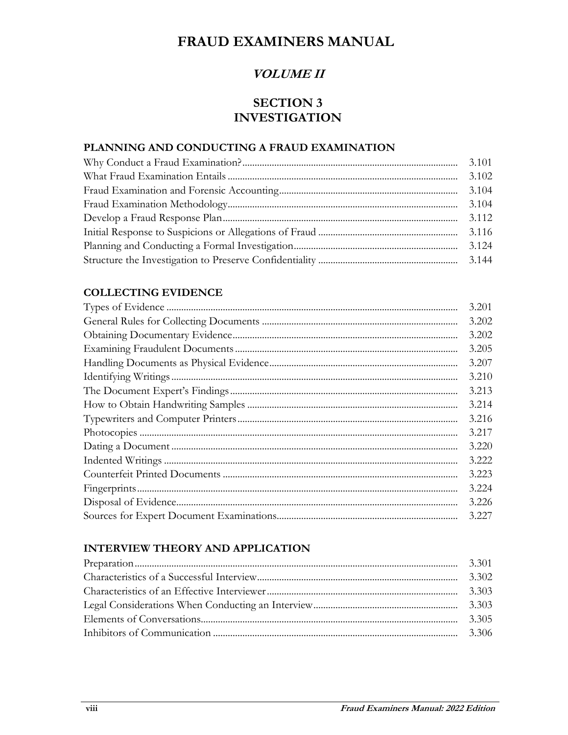# FRAUD EXAMINERS MANUAL

## *VOLUME II*

## SECTION 3
## INVESTIGATION

### PLANNING AND CONDUCTING A FRAUD EXAMINATION

| | |
|---|---|
| Why Conduct a Fraud Examination? | 3.101 |
| What Fraud Examination Entails | 3.102 |
| Fraud Examination and Forensic Accounting | 3.104 |
| Fraud Examination Methodology | 3.104 |
| Develop a Fraud Response Plan | 3.112 |
| Initial Response to Suspicions or Allegations of Fraud | 3.116 |
| Planning and Conducting a Formal Investigation | 3.124 |
| Structure the Investigation to Preserve Confidentiality | 3.144 |

### COLLECTING EVIDENCE

| | |
|---|---|
| Types of Evidence | 3.201 |
| General Rules for Collecting Documents | 3.202 |
| Obtaining Documentary Evidence | 3.202 |
| Examining Fraudulent Documents | 3.205 |
| Handling Documents as Physical Evidence | 3.207 |
| Identifying Writings | 3.210 |
| The Document Expert's Findings | 3.213 |
| How to Obtain Handwriting Samples | 3.214 |
| Typewriters and Computer Printers | 3.216 |
| Photocopies | 3.217 |
| Dating a Document | 3.220 |
| Indented Writings | 3.222 |
| Counterfeit Printed Documents | 3.223 |
| Fingerprints | 3.224 |
| Disposal of Evidence | 3.226 |
| Sources for Expert Document Examinations | 3.227 |

### INTERVIEW THEORY AND APPLICATION

| | |
|---|---|
| Preparation | 3.301 |
| Characteristics of a Successful Interview | 3.302 |
| Characteristics of an Effective Interviewer | 3.303 |
| Legal Considerations When Conducting an Interview | 3.303 |
| Elements of Conversations | 3.305 |
| Inhibitors of Communication | 3.306 |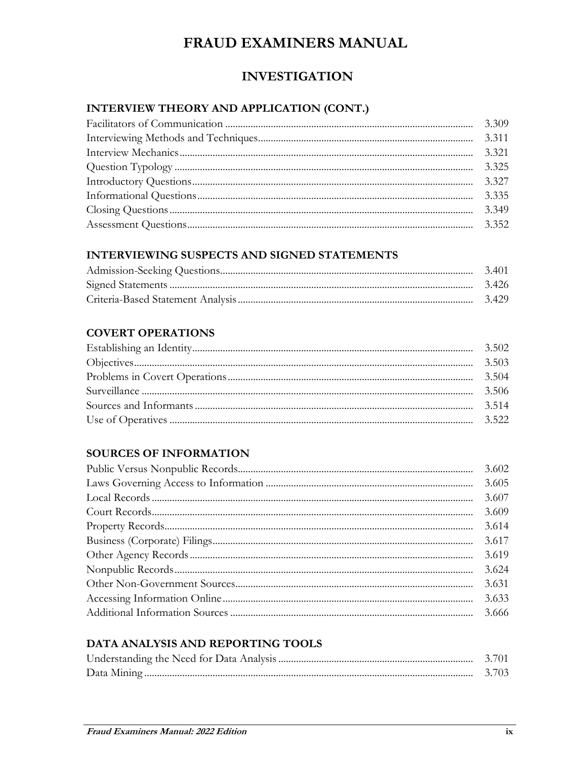# FRAUD EXAMINERS MANUAL

## INVESTIGATION

### INTERVIEW THEORY AND APPLICATION (CONT.)

| | |
|---|---|
| Facilitators of Communication | 3.309 |
| Interviewing Methods and Techniques | 3.311 |
| Interview Mechanics | 3.321 |
| Question Typology | 3.325 |
| Introductory Questions | 3.327 |
| Informational Questions | 3.335 |
| Closing Questions | 3.349 |
| Assessment Questions | 3.352 |

### INTERVIEWING SUSPECTS AND SIGNED STATEMENTS

| | |
|---|---|
| Admission-Seeking Questions | 3.401 |
| Signed Statements | 3.426 |
| Criteria-Based Statement Analysis | 3.429 |

### COVERT OPERATIONS

| | |
|---|---|
| Establishing an Identity | 3.502 |
| Objectives | 3.503 |
| Problems in Covert Operations | 3.504 |
| Surveillance | 3.506 |
| Sources and Informants | 3.514 |
| Use of Operatives | 3.522 |

### SOURCES OF INFORMATION

| | |
|---|---|
| Public Versus Nonpublic Records | 3.602 |
| Laws Governing Access to Information | 3.605 |
| Local Records | 3.607 |
| Court Records | 3.609 |
| Property Records | 3.614 |
| Business (Corporate) Filings | 3.617 |
| Other Agency Records | 3.619 |
| Nonpublic Records | 3.624 |
| Other Non-Government Sources | 3.631 |
| Accessing Information Online | 3.633 |
| Additional Information Sources | 3.666 |

### DATA ANALYSIS AND REPORTING TOOLS

| | |
|---|---|
| Understanding the Need for Data Analysis | 3.701 |
| Data Mining | 3.703 |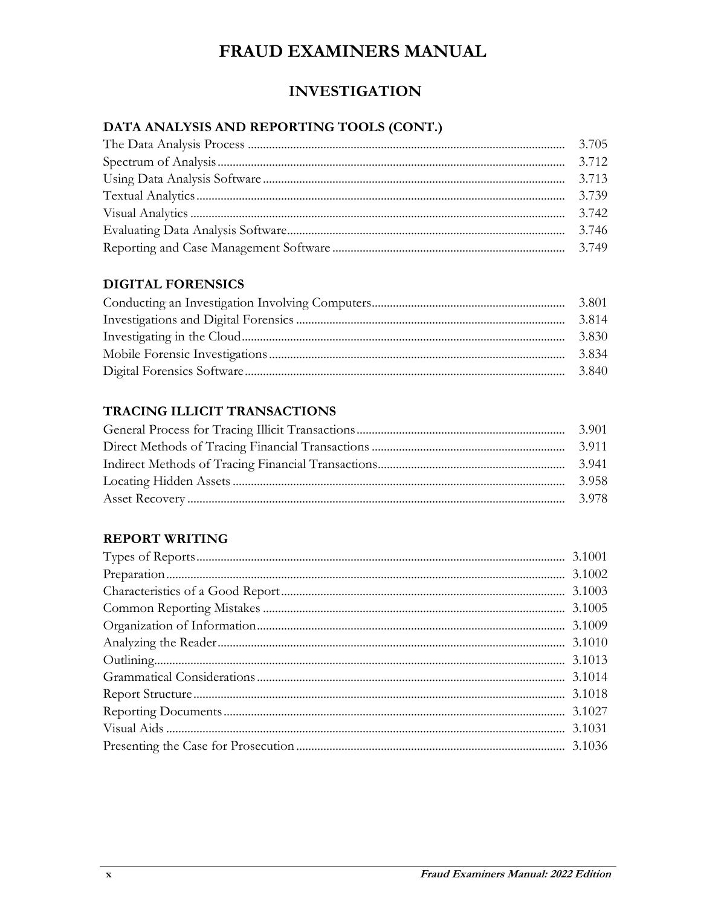# FRAUD EXAMINERS MANUAL

## INVESTIGATION

### DATA ANALYSIS AND REPORTING TOOLS (CONT.)

| | |
|---|---|
| The Data Analysis Process | 3.705 |
| Spectrum of Analysis | 3.712 |
| Using Data Analysis Software | 3.713 |
| Textual Analytics | 3.739 |
| Visual Analytics | 3.742 |
| Evaluating Data Analysis Software | 3.746 |
| Reporting and Case Management Software | 3.749 |

### DIGITAL FORENSICS

| | |
|---|---|
| Conducting an Investigation Involving Computers | 3.801 |
| Investigations and Digital Forensics | 3.814 |
| Investigating in the Cloud | 3.830 |
| Mobile Forensic Investigations | 3.834 |
| Digital Forensics Software | 3.840 |

### TRACING ILLICIT TRANSACTIONS

| | |
|---|---|
| General Process for Tracing Illicit Transactions | 3.901 |
| Direct Methods of Tracing Financial Transactions | 3.911 |
| Indirect Methods of Tracing Financial Transactions | 3.941 |
| Locating Hidden Assets | 3.958 |
| Asset Recovery | 3.978 |

### REPORT WRITING

| | |
|---|---|
| Types of Reports | 3.1001 |
| Preparation | 3.1002 |
| Characteristics of a Good Report | 3.1003 |
| Common Reporting Mistakes | 3.1005 |
| Organization of Information | 3.1009 |
| Analyzing the Reader | 3.1010 |
| Outlining | 3.1013 |
| Grammatical Considerations | 3.1014 |
| Report Structure | 3.1018 |
| Reporting Documents | 3.1027 |
| Visual Aids | 3.1031 |
| Presenting the Case for Prosecution | 3.1036 |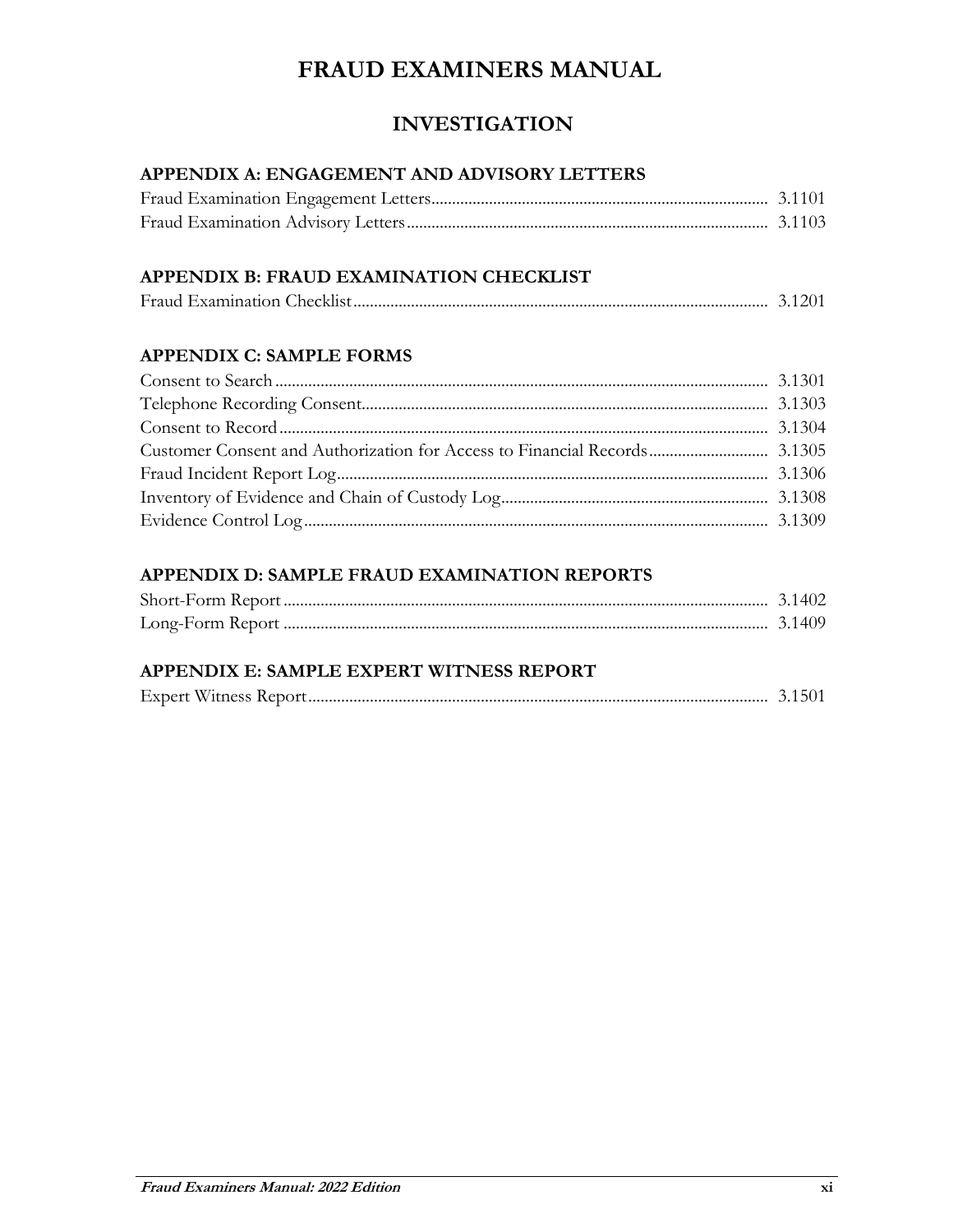# FRAUD EXAMINERS MANUAL

## INVESTIGATION

### APPENDIX A: ENGAGEMENT AND ADVISORY LETTERS

Fraud Examination Engagement Letters .................................................................................... 3.1101
Fraud Examination Advisory Letters ....................................................................................... 3.1103

### APPENDIX B: FRAUD EXAMINATION CHECKLIST

Fraud Examination Checklist .................................................................................................... 3.1201

### APPENDIX C: SAMPLE FORMS

Consent to Search ....................................................................................................................... 3.1301
Telephone Recording Consent.................................................................................................. 3.1303
Consent to Record ...................................................................................................................... 3.1304
Customer Consent and Authorization for Access to Financial Records ............................ 3.1305
Fraud Incident Report Log........................................................................................................ 3.1306
Inventory of Evidence and Chain of Custody Log ................................................................ 3.1308
Evidence Control Log ................................................................................................................ 3.1309

### APPENDIX D: SAMPLE FRAUD EXAMINATION REPORTS

Short-Form Report ..................................................................................................................... 3.1402
Long-Form Report ..................................................................................................................... 3.1409

### APPENDIX E: SAMPLE EXPERT WITNESS REPORT

Expert Witness Report ............................................................................................................... 3.1501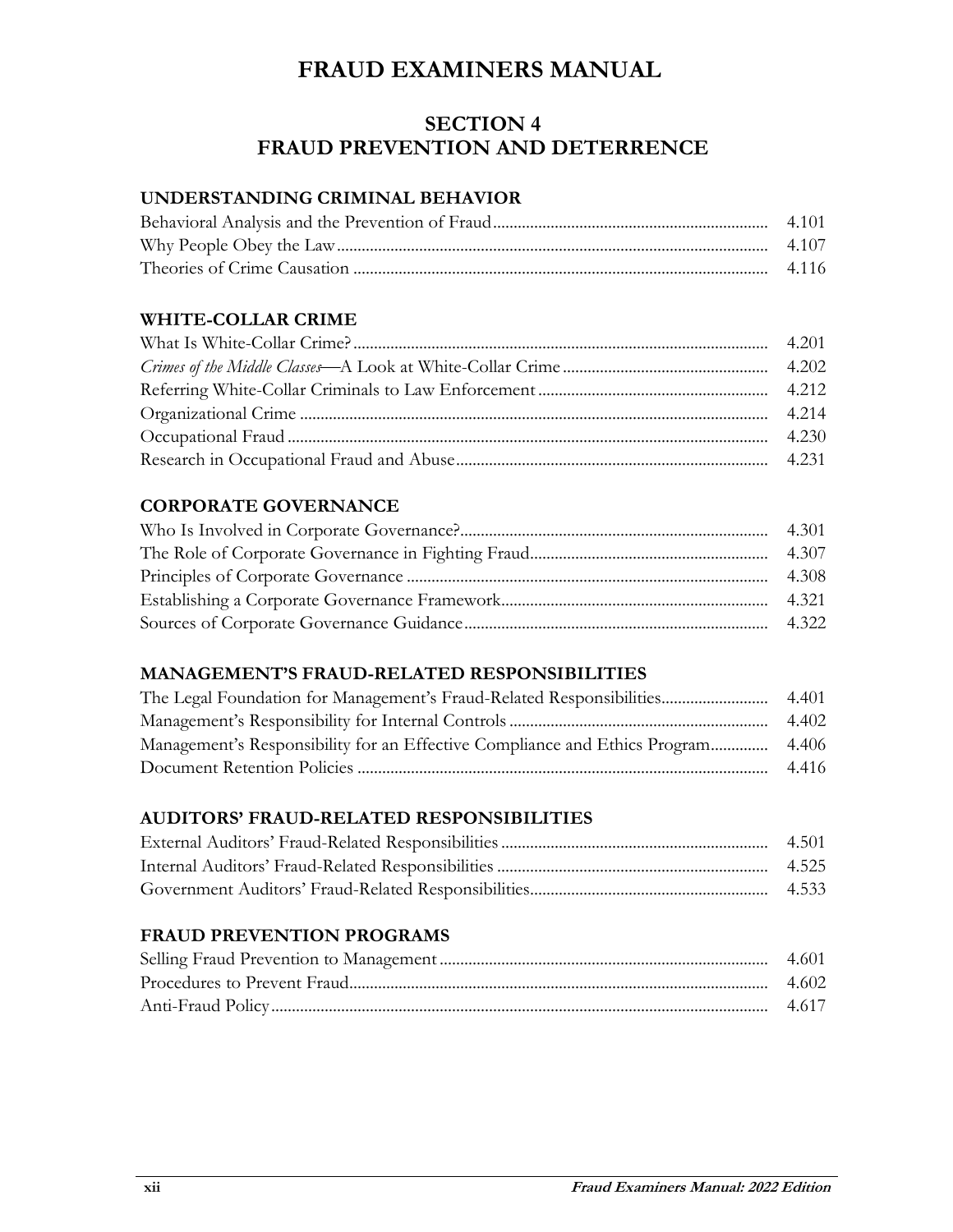# FRAUD EXAMINERS MANUAL

## SECTION 4
## FRAUD PREVENTION AND DETERRENCE

### UNDERSTANDING CRIMINAL BEHAVIOR

| | |
|---|---|
| Behavioral Analysis and the Prevention of Fraud | 4.101 |
| Why People Obey the Law | 4.107 |
| Theories of Crime Causation | 4.116 |

### WHITE-COLLAR CRIME

| | |
|---|---|
| What Is White-Collar Crime? | 4.201 |
| *Crimes of the Middle Classes*—A Look at White-Collar Crime | 4.202 |
| Referring White-Collar Criminals to Law Enforcement | 4.212 |
| Organizational Crime | 4.214 |
| Occupational Fraud | 4.230 |
| Research in Occupational Fraud and Abuse | 4.231 |

### CORPORATE GOVERNANCE

| | |
|---|---|
| Who Is Involved in Corporate Governance? | 4.301 |
| The Role of Corporate Governance in Fighting Fraud | 4.307 |
| Principles of Corporate Governance | 4.308 |
| Establishing a Corporate Governance Framework | 4.321 |
| Sources of Corporate Governance Guidance | 4.322 |

### MANAGEMENT'S FRAUD-RELATED RESPONSIBILITIES

| | |
|---|---|
| The Legal Foundation for Management's Fraud-Related Responsibilities | 4.401 |
| Management's Responsibility for Internal Controls | 4.402 |
| Management's Responsibility for an Effective Compliance and Ethics Program | 4.406 |
| Document Retention Policies | 4.416 |

### AUDITORS' FRAUD-RELATED RESPONSIBILITIES

| | |
|---|---|
| External Auditors' Fraud-Related Responsibilities | 4.501 |
| Internal Auditors' Fraud-Related Responsibilities | 4.525 |
| Government Auditors' Fraud-Related Responsibilities | 4.533 |

### FRAUD PREVENTION PROGRAMS

| | |
|---|---|
| Selling Fraud Prevention to Management | 4.601 |
| Procedures to Prevent Fraud | 4.602 |
| Anti-Fraud Policy | 4.617 |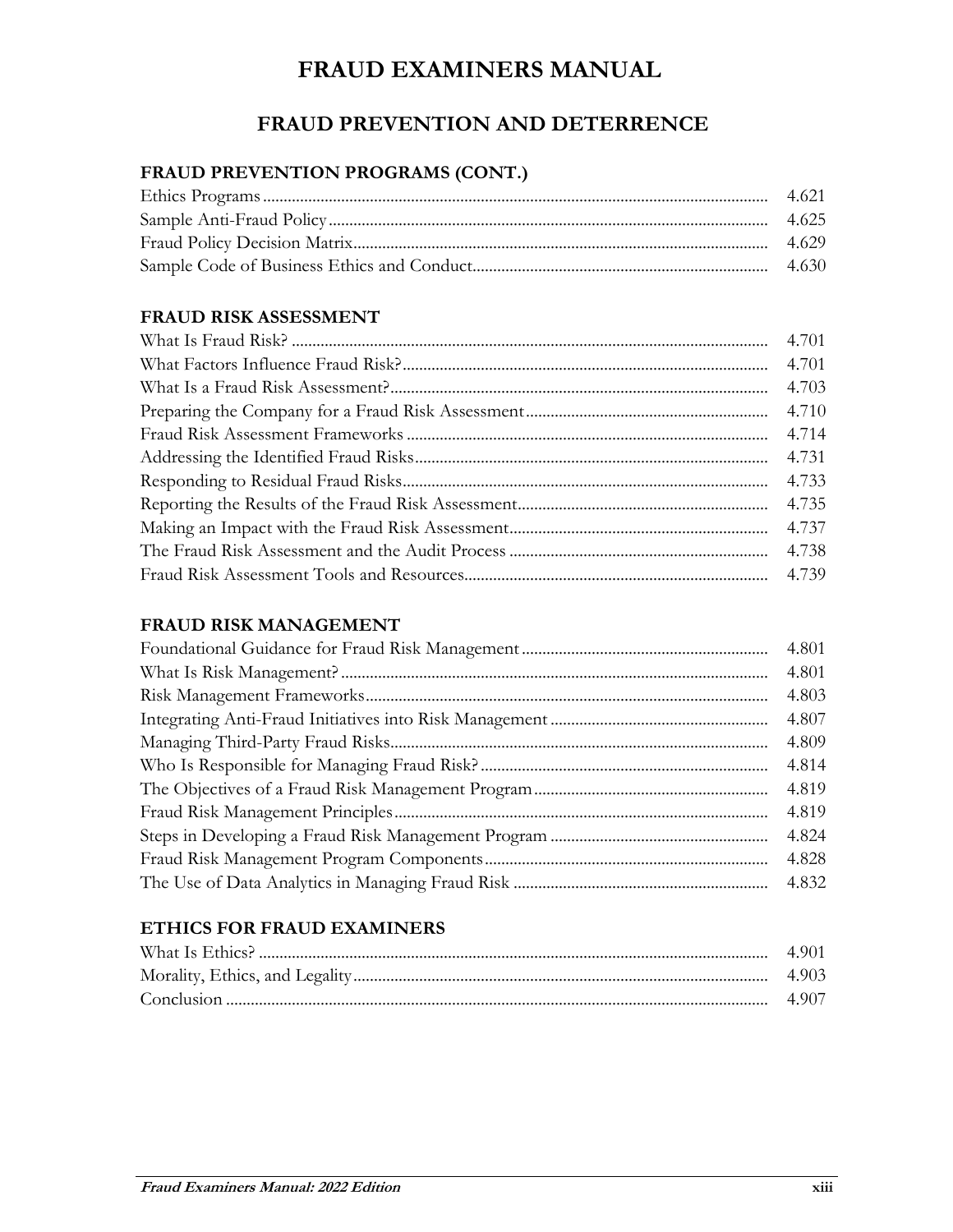# FRAUD EXAMINERS MANUAL

## FRAUD PREVENTION AND DETERRENCE

### FRAUD PREVENTION PROGRAMS (CONT.)

| | |
|---|---|
| Ethics Programs | 4.621 |
| Sample Anti-Fraud Policy | 4.625 |
| Fraud Policy Decision Matrix | 4.629 |
| Sample Code of Business Ethics and Conduct | 4.630 |

### FRAUD RISK ASSESSMENT

| | |
|---|---|
| What Is Fraud Risk? | 4.701 |
| What Factors Influence Fraud Risk? | 4.701 |
| What Is a Fraud Risk Assessment? | 4.703 |
| Preparing the Company for a Fraud Risk Assessment | 4.710 |
| Fraud Risk Assessment Frameworks | 4.714 |
| Addressing the Identified Fraud Risks | 4.731 |
| Responding to Residual Fraud Risks | 4.733 |
| Reporting the Results of the Fraud Risk Assessment | 4.735 |
| Making an Impact with the Fraud Risk Assessment | 4.737 |
| The Fraud Risk Assessment and the Audit Process | 4.738 |
| Fraud Risk Assessment Tools and Resources | 4.739 |

### FRAUD RISK MANAGEMENT

| | |
|---|---|
| Foundational Guidance for Fraud Risk Management | 4.801 |
| What Is Risk Management? | 4.801 |
| Risk Management Frameworks | 4.803 |
| Integrating Anti-Fraud Initiatives into Risk Management | 4.807 |
| Managing Third-Party Fraud Risks | 4.809 |
| Who Is Responsible for Managing Fraud Risk? | 4.814 |
| The Objectives of a Fraud Risk Management Program | 4.819 |
| Fraud Risk Management Principles | 4.819 |
| Steps in Developing a Fraud Risk Management Program | 4.824 |
| Fraud Risk Management Program Components | 4.828 |
| The Use of Data Analytics in Managing Fraud Risk | 4.832 |

### ETHICS FOR FRAUD EXAMINERS

| | |
|---|---|
| What Is Ethics? | 4.901 |
| Morality, Ethics, and Legality | 4.903 |
| Conclusion | 4.907 |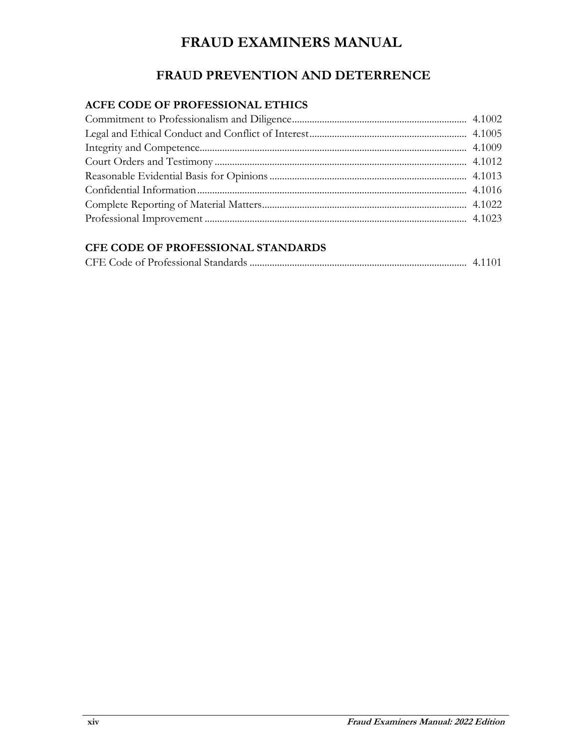# FRAUD EXAMINERS MANUAL

## FRAUD PREVENTION AND DETERRENCE

### ACFE CODE OF PROFESSIONAL ETHICS

| | |
|---|---|
| Commitment to Professionalism and Diligence | 4.1002 |
| Legal and Ethical Conduct and Conflict of Interest | 4.1005 |
| Integrity and Competence | 4.1009 |
| Court Orders and Testimony | 4.1012 |
| Reasonable Evidential Basis for Opinions | 4.1013 |
| Confidential Information | 4.1016 |
| Complete Reporting of Material Matters | 4.1022 |
| Professional Improvement | 4.1023 |

### CFE CODE OF PROFESSIONAL STANDARDS

| | |
|---|---|
| CFE Code of Professional Standards | 4.1101 |